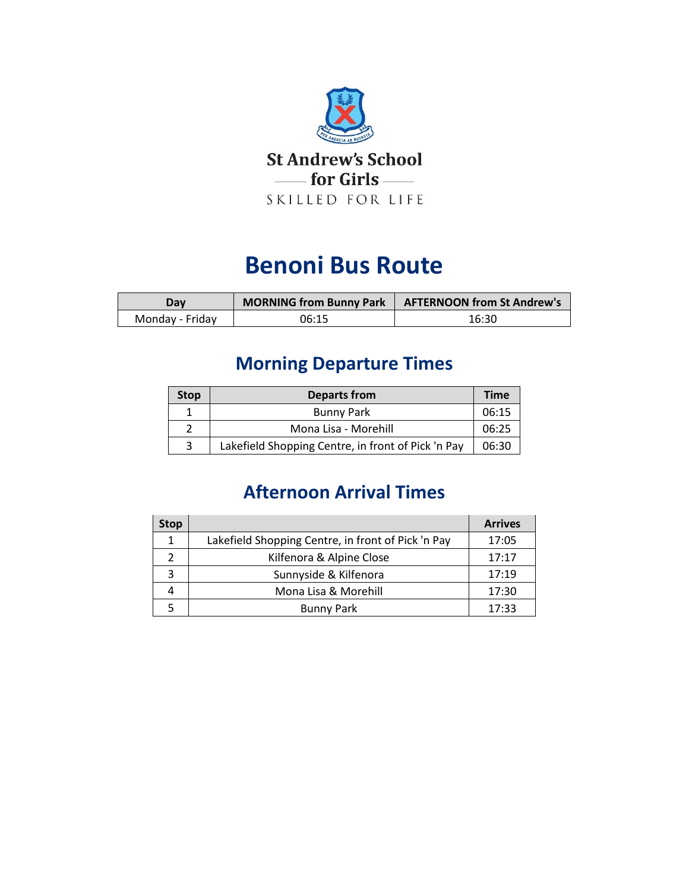St Andrew's School
for Girls
SKILLED FOR LIFE

# Benoni Bus Route

| Day | MORNING from Bunny Park | AFTERNOON from St Andrew's |
|---|---|---|
| Monday - Friday | 06:15 | 16:30 |

## Morning Departure Times

| Stop | Departs from | Time |
|---|---|---|
| 1 | Bunny Park | 06:15 |
| 2 | Mona Lisa - Morehill | 06:25 |
| 3 | Lakefield Shopping Centre, in front of Pick 'n Pay | 06:30 |

## Afternoon Arrival Times

| Stop | | Arrives |
|---|---|---|
| 1 | Lakefield Shopping Centre, in front of Pick 'n Pay | 17:05 |
| 2 | Kilfenora & Alpine Close | 17:17 |
| 3 | Sunnyside & Kilfenora | 17:19 |
| 4 | Mona Lisa & Morehill | 17:30 |
| 5 | Bunny Park | 17:33 |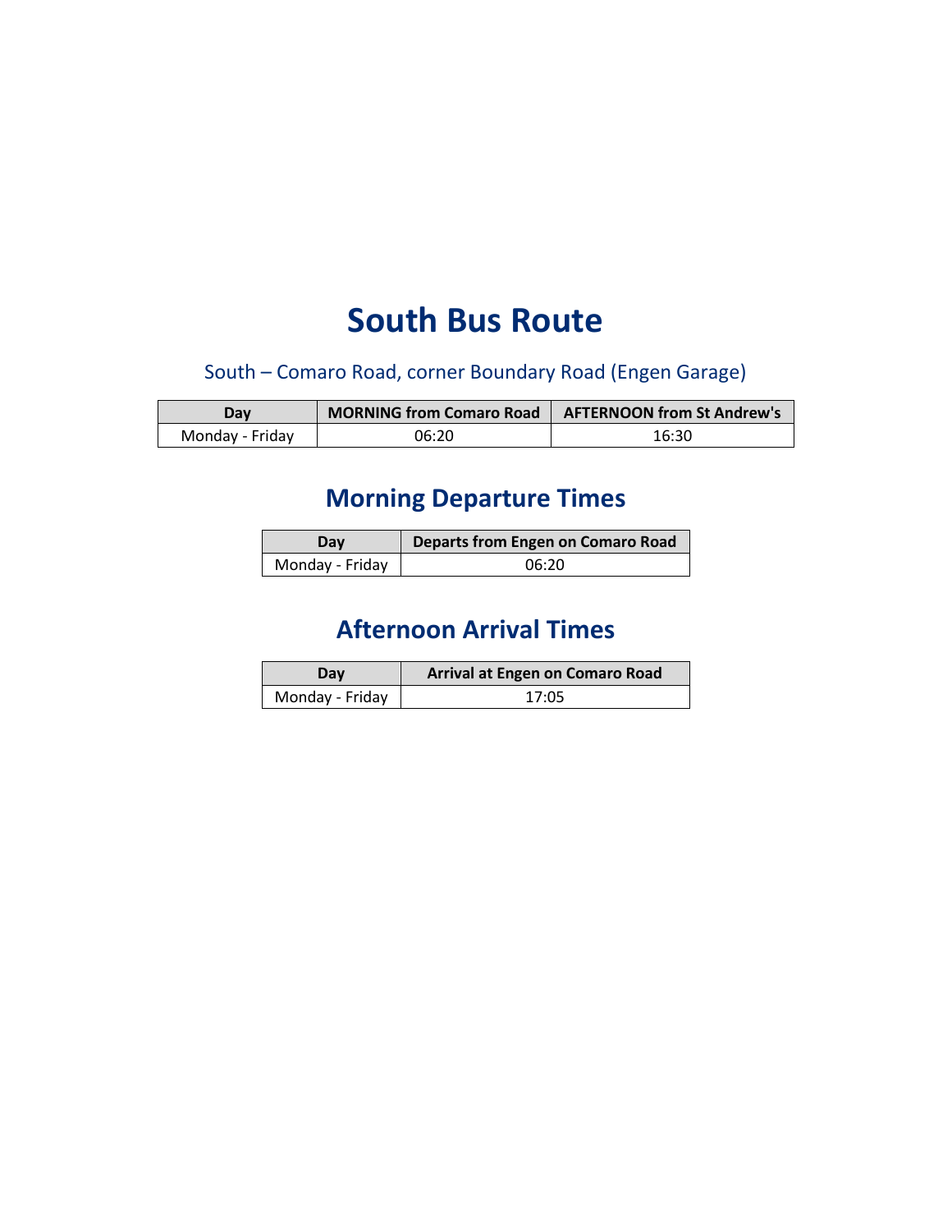# South Bus Route

South – Comaro Road, corner Boundary Road (Engen Garage)

| Day | MORNING from Comaro Road | AFTERNOON from St Andrew's |
| --- | --- | --- |
| Monday - Friday | 06:20 | 16:30 |

## Morning Departure Times

| Day | Departs from Engen on Comaro Road |
| --- | --- |
| Monday - Friday | 06:20 |

## Afternoon Arrival Times

| Day | Arrival at Engen on Comaro Road |
| --- | --- |
| Monday - Friday | 17:05 |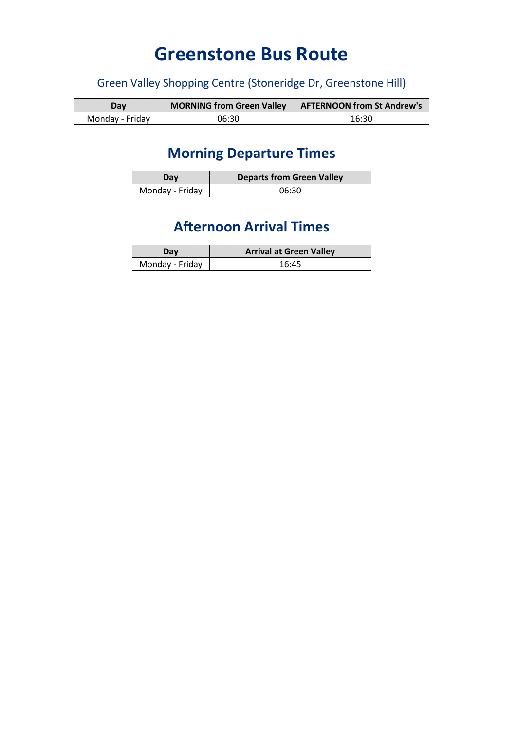# Greenstone Bus Route

Green Valley Shopping Centre (Stoneridge Dr, Greenstone Hill)

| Day | MORNING from Green Valley | AFTERNOON from St Andrew's |
|---|---|---|
| Monday - Friday | 06:30 | 16:30 |

## Morning Departure Times

| Day | Departs from Green Valley |
|---|---|
| Monday - Friday | 06:30 |

## Afternoon Arrival Times

| Day | Arrival at Green Valley |
|---|---|
| Monday - Friday | 16:45 |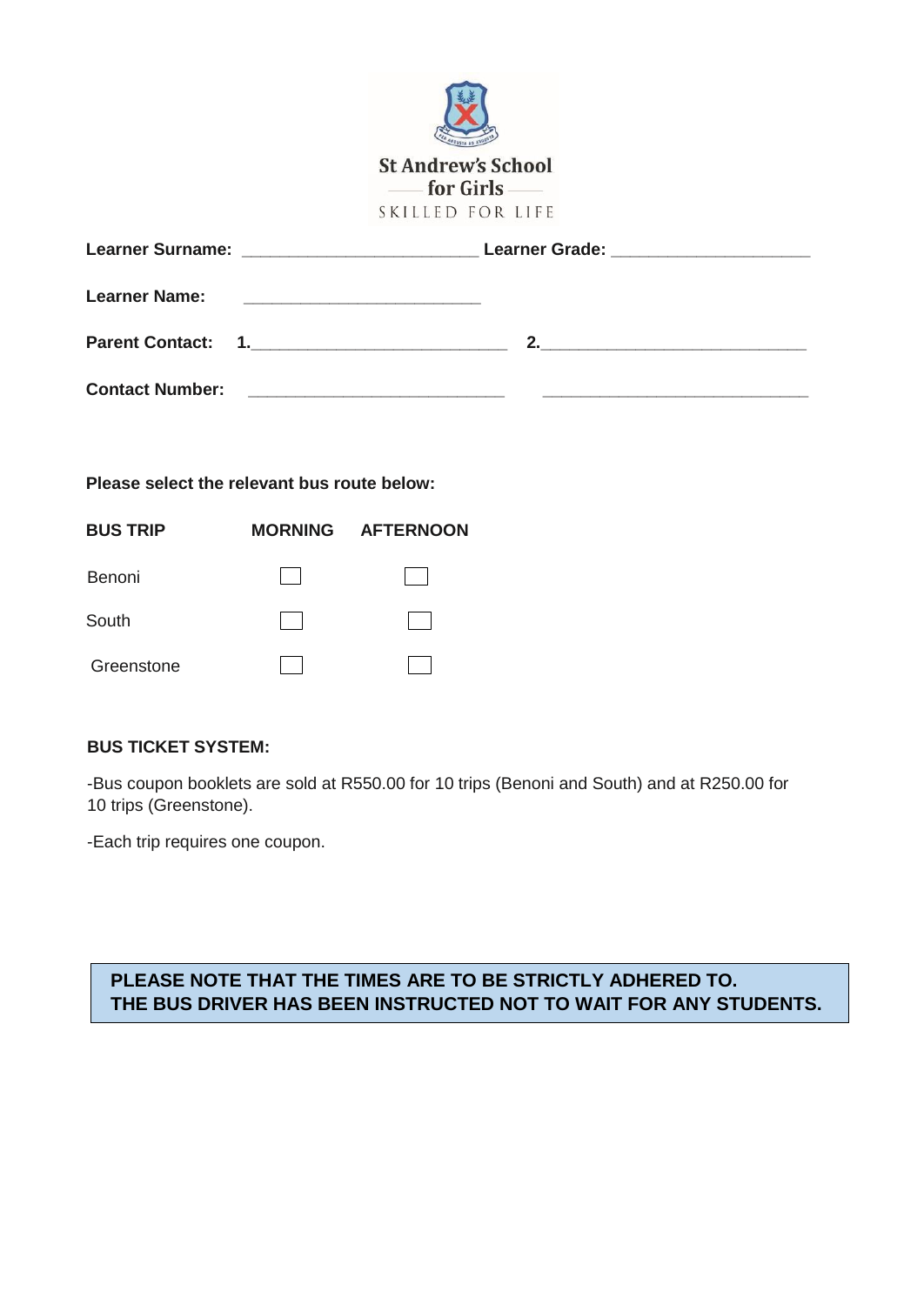St Andrew's School for Girls

SKILLED FOR LIFE

**Learner Surname:** _________________________ **Learner Grade:** _____________________

**Learner Name:** _________________________

**Parent Contact:** **1.**___________________________ **2.**____________________________

**Contact Number:** ___________________________ ____________________________

**Please select the relevant bus route below:**

| BUS TRIP | MORNING | AFTERNOON |
|---|---|---|
| Benoni | ☐ | ☐ |
| South | ☐ | ☐ |
| Greenstone | ☐ | ☐ |

**BUS TICKET SYSTEM:**

-Bus coupon booklets are sold at R550.00 for 10 trips (Benoni and South) and at R250.00 for 10 trips (Greenstone).

-Each trip requires one coupon.

**PLEASE NOTE THAT THE TIMES ARE TO BE STRICTLY ADHERED TO.**
**THE BUS DRIVER HAS BEEN INSTRUCTED NOT TO WAIT FOR ANY STUDENTS.**